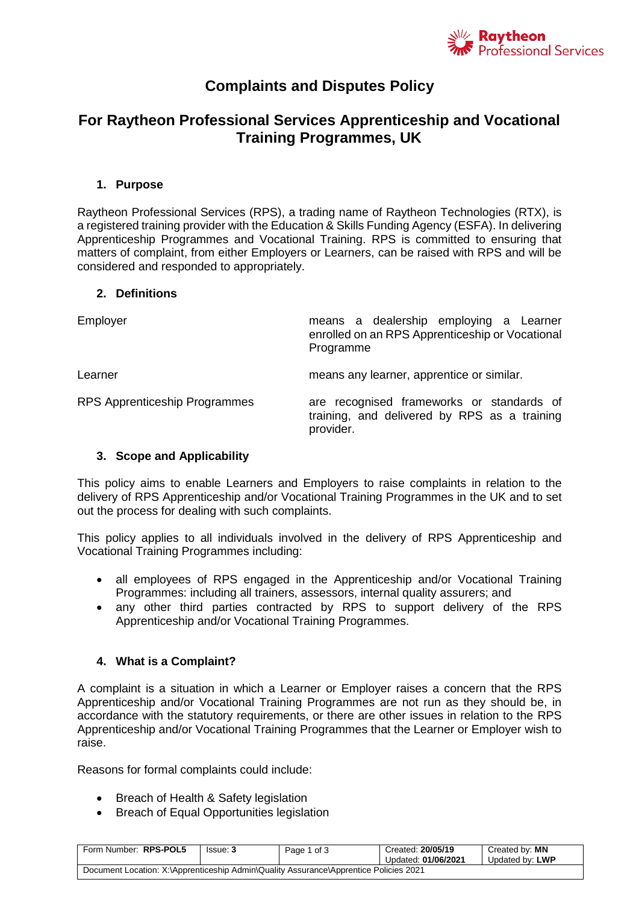# Complaints and Disputes Policy

## For Raytheon Professional Services Apprenticeship and Vocational Training Programmes, UK

### 1. Purpose

Raytheon Professional Services (RPS), a trading name of Raytheon Technologies (RTX), is a registered training provider with the Education & Skills Funding Agency (ESFA). In delivering Apprenticeship Programmes and Vocational Training. RPS is committed to ensuring that matters of complaint, from either Employers or Learners, can be raised with RPS and will be considered and responded to appropriately.

### 2. Definitions

| | |
|---|---|
| Employer | means a dealership employing a Learner enrolled on an RPS Apprenticeship or Vocational Programme |
| Learner | means any learner, apprentice or similar. |
| RPS Apprenticeship Programmes | are recognised frameworks or standards of training, and delivered by RPS as a training provider. |

### 3. Scope and Applicability

This policy aims to enable Learners and Employers to raise complaints in relation to the delivery of RPS Apprenticeship and/or Vocational Training Programmes in the UK and to set out the process for dealing with such complaints.

This policy applies to all individuals involved in the delivery of RPS Apprenticeship and Vocational Training Programmes including:

- all employees of RPS engaged in the Apprenticeship and/or Vocational Training Programmes: including all trainers, assessors, internal quality assurers; and
- any other third parties contracted by RPS to support delivery of the RPS Apprenticeship and/or Vocational Training Programmes.

### 4. What is a Complaint?

A complaint is a situation in which a Learner or Employer raises a concern that the RPS Apprenticeship and/or Vocational Training Programmes are not run as they should be, in accordance with the statutory requirements, or there are other issues in relation to the RPS Apprenticeship and/or Vocational Training Programmes that the Learner or Employer wish to raise.

Reasons for formal complaints could include:

- Breach of Health & Safety legislation
- Breach of Equal Opportunities legislation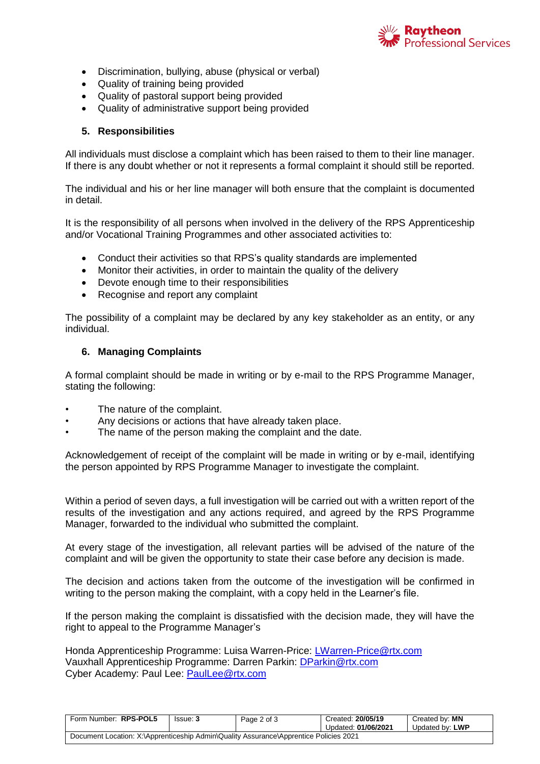- Discrimination, bullying, abuse (physical or verbal)
- Quality of training being provided
- Quality of pastoral support being provided
- Quality of administrative support being provided

## 5. Responsibilities

All individuals must disclose a complaint which has been raised to them to their line manager. If there is any doubt whether or not it represents a formal complaint it should still be reported.

The individual and his or her line manager will both ensure that the complaint is documented in detail.

It is the responsibility of all persons when involved in the delivery of the RPS Apprenticeship and/or Vocational Training Programmes and other associated activities to:

- Conduct their activities so that RPS's quality standards are implemented
- Monitor their activities, in order to maintain the quality of the delivery
- Devote enough time to their responsibilities
- Recognise and report any complaint

The possibility of a complaint may be declared by any key stakeholder as an entity, or any individual.

## 6. Managing Complaints

A formal complaint should be made in writing or by e-mail to the RPS Programme Manager, stating the following:

- The nature of the complaint.
- Any decisions or actions that have already taken place.
- The name of the person making the complaint and the date.

Acknowledgement of receipt of the complaint will be made in writing or by e-mail, identifying the person appointed by RPS Programme Manager to investigate the complaint.

Within a period of seven days, a full investigation will be carried out with a written report of the results of the investigation and any actions required, and agreed by the RPS Programme Manager, forwarded to the individual who submitted the complaint.

At every stage of the investigation, all relevant parties will be advised of the nature of the complaint and will be given the opportunity to state their case before any decision is made.

The decision and actions taken from the outcome of the investigation will be confirmed in writing to the person making the complaint, with a copy held in the Learner's file.

If the person making the complaint is dissatisfied with the decision made, they will have the right to appeal to the Programme Manager's

Honda Apprenticeship Programme: Luisa Warren-Price: LWarren-Price@rtx.com
Vauxhall Apprenticeship Programme: Darren Parkin: DParkin@rtx.com
Cyber Academy: Paul Lee: PaulLee@rtx.com

| Form Number: **RPS-POL5** | Issue: **3** | Page 2 of 3 | Created: **20/05/19** Updated: **01/06/2021** | Created by: **MN** Updated by: **LWP** |
|---|---|---|---|---|
| Document Location: X:\Apprenticeship Admin\Quality Assurance\Apprentice Policies 2021 | | | | |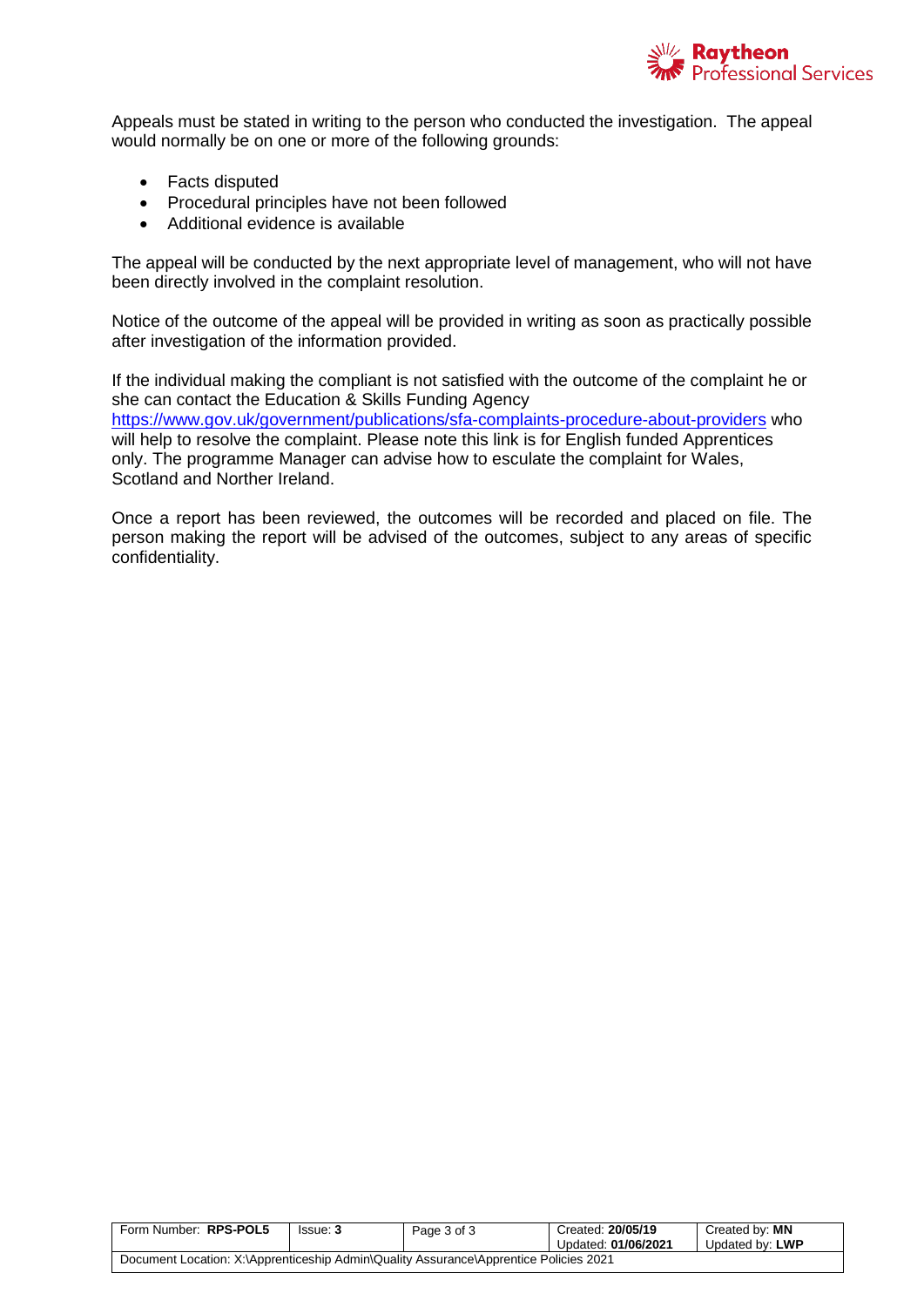Appeals must be stated in writing to the person who conducted the investigation. The appeal would normally be on one or more of the following grounds:

- Facts disputed
- Procedural principles have not been followed
- Additional evidence is available

The appeal will be conducted by the next appropriate level of management, who will not have been directly involved in the complaint resolution.

Notice of the outcome of the appeal will be provided in writing as soon as practically possible after investigation of the information provided.

If the individual making the compliant is not satisfied with the outcome of the complaint he or she can contact the Education & Skills Funding Agency https://www.gov.uk/government/publications/sfa-complaints-procedure-about-providers who will help to resolve the complaint. Please note this link is for English funded Apprentices only. The programme Manager can advise how to esculate the complaint for Wales, Scotland and Norther Ireland.

Once a report has been reviewed, the outcomes will be recorded and placed on file. The person making the report will be advised of the outcomes, subject to any areas of specific confidentiality.